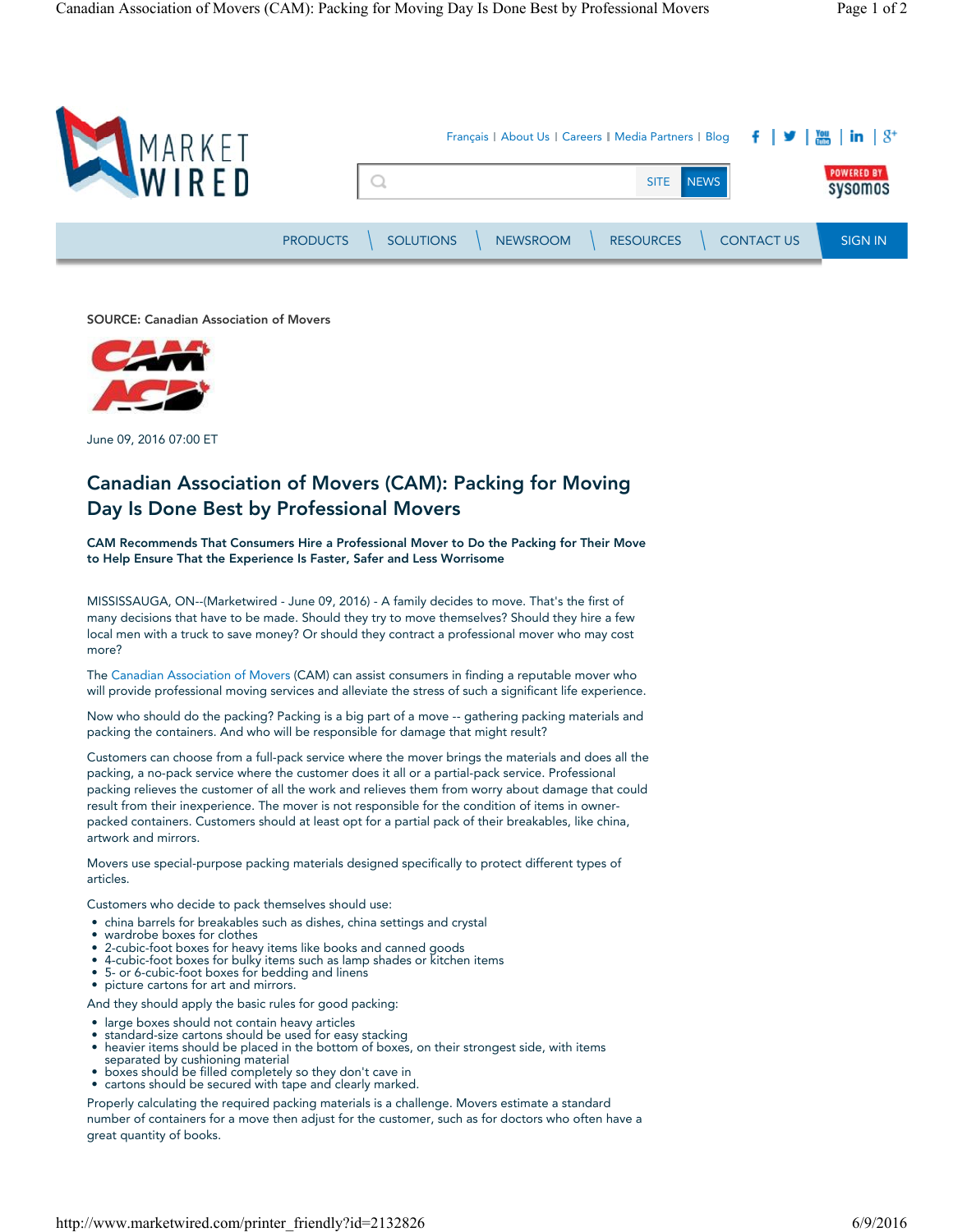Français | About Us | Careers | Media Partners | Blog

SITE NEWS

PRODUCTS | SOLUTIONS | NEWSROOM | RESOURCES | CONTACT US | SIGN IN

SOURCE: Canadian Association of Movers

June 09, 2016 07:00 ET

# Canadian Association of Movers (CAM): Packing for Moving Day Is Done Best by Professional Movers

**CAM Recommends That Consumers Hire a Professional Mover to Do the Packing for Their Move to Help Ensure That the Experience Is Faster, Safer and Less Worrisome**

MISSISSAUGA, ON--(Marketwired - June 09, 2016) - A family decides to move. That's the first of many decisions that have to be made. Should they try to move themselves? Should they hire a few local men with a truck to save money? Or should they contract a professional mover who may cost more?

The Canadian Association of Movers (CAM) can assist consumers in finding a reputable mover who will provide professional moving services and alleviate the stress of such a significant life experience.

Now who should do the packing? Packing is a big part of a move -- gathering packing materials and packing the containers. And who will be responsible for damage that might result?

Customers can choose from a full-pack service where the mover brings the materials and does all the packing, a no-pack service where the customer does it all or a partial-pack service. Professional packing relieves the customer of all the work and relieves them from worry about damage that could result from their inexperience. The mover is not responsible for the condition of items in owner-packed containers. Customers should at least opt for a partial pack of their breakables, like china, artwork and mirrors.

Movers use special-purpose packing materials designed specifically to protect different types of articles.

Customers who decide to pack themselves should use:

- china barrels for breakables such as dishes, china settings and crystal
- wardrobe boxes for clothes
- 2-cubic-foot boxes for heavy items like books and canned goods
- 4-cubic-foot boxes for bulky items such as lamp shades or kitchen items
- 5- or 6-cubic-foot boxes for bedding and linens
- picture cartons for art and mirrors.

And they should apply the basic rules for good packing:

- large boxes should not contain heavy articles
- standard-size cartons should be used for easy stacking
- heavier items should be placed in the bottom of boxes, on their strongest side, with items separated by cushioning material
- boxes should be filled completely so they don't cave in
- cartons should be secured with tape and clearly marked.

Properly calculating the required packing materials is a challenge. Movers estimate a standard number of containers for a move then adjust for the customer, such as for doctors who often have a great quantity of books.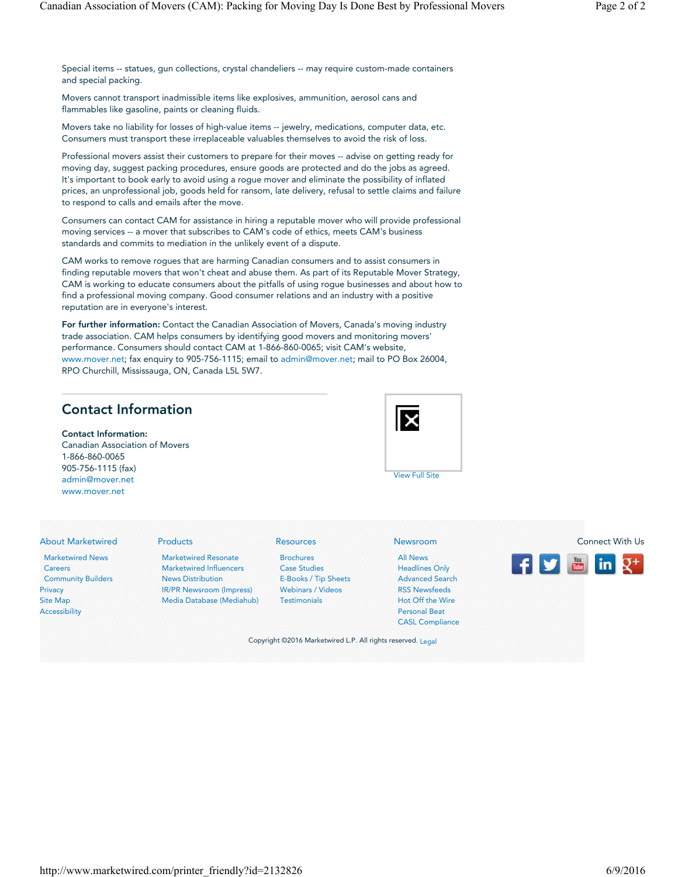Special items -- statues, gun collections, crystal chandeliers -- may require custom-made containers and special packing.

Movers cannot transport inadmissible items like explosives, ammunition, aerosol cans and flammables like gasoline, paints or cleaning fluids.

Movers take no liability for losses of high-value items -- jewelry, medications, computer data, etc. Consumers must transport these irreplaceable valuables themselves to avoid the risk of loss.

Professional movers assist their customers to prepare for their moves -- advise on getting ready for moving day, suggest packing procedures, ensure goods are protected and do the jobs as agreed. It's important to book early to avoid using a rogue mover and eliminate the possibility of inflated prices, an unprofessional job, goods held for ransom, late delivery, refusal to settle claims and failure to respond to calls and emails after the move.

Consumers can contact CAM for assistance in hiring a reputable mover who will provide professional moving services -- a mover that subscribes to CAM's code of ethics, meets CAM's business standards and commits to mediation in the unlikely event of a dispute.

CAM works to remove rogues that are harming Canadian consumers and to assist consumers in finding reputable movers that won't cheat and abuse them. As part of its Reputable Mover Strategy, CAM is working to educate consumers about the pitfalls of using rogue businesses and about how to find a professional moving company. Good consumer relations and an industry with a positive reputation are in everyone's interest.

**For further information:** Contact the Canadian Association of Movers, Canada's moving industry trade association. CAM helps consumers by identifying good movers and monitoring movers' performance. Consumers should contact CAM at 1-866-860-0065; visit CAM's website, www.mover.net; fax enquiry to 905-756-1115; email to admin@mover.net; mail to PO Box 26004, RPO Churchill, Mississauga, ON, Canada L5L 5W7.

## Contact Information

**Contact Information:**
Canadian Association of Movers
1-866-860-0065
905-756-1115 (fax)
admin@mover.net
www.mover.net

View Full Site

About Marketwired
- Marketwired News
- Careers
- Community Builders

Privacy
Site Map
Accessibility

Products
- Marketwired Resonate
- Marketwired Influencers
- News Distribution
- IR/PR Newsroom (Impress)
- Media Database (Mediahub)

Resources
- Brochures
- Case Studies
- E-Books / Tip Sheets
- Webinars / Videos
- Testimonials

Newsroom
- All News
- Headlines Only
- Advanced Search
- RSS Newsfeeds
- Hot Off the Wire
- Personal Beat
- CASL Compliance

Connect With Us

Copyright ©2016 Marketwired L.P. All rights reserved. Legal